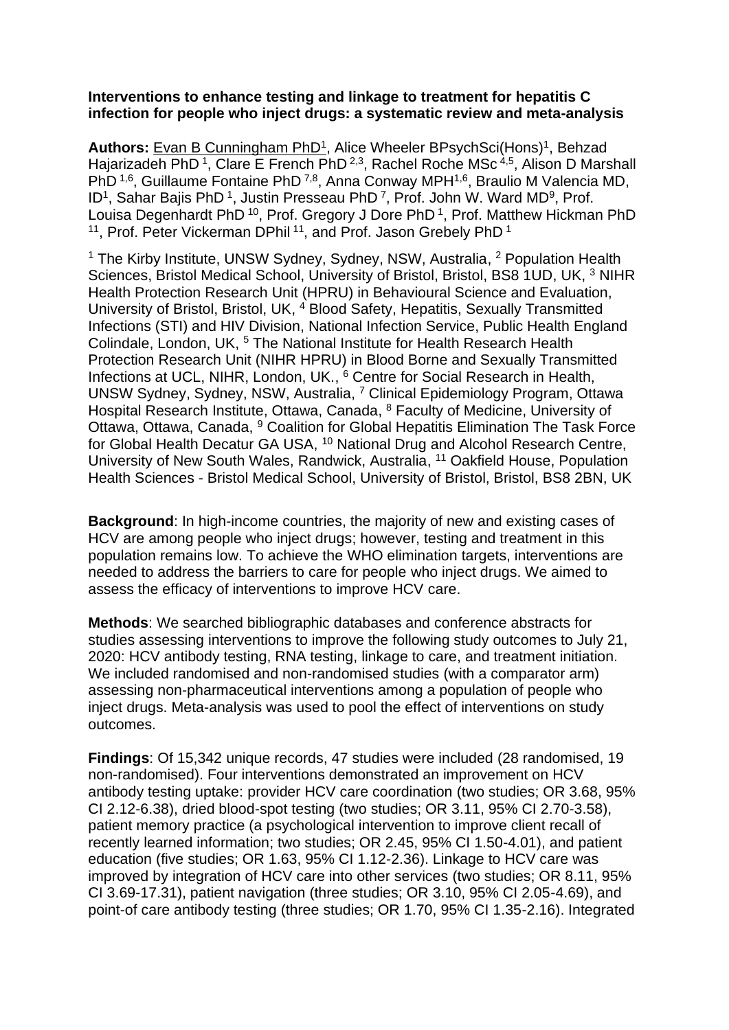**Interventions to enhance testing and linkage to treatment for hepatitis C infection for people who inject drugs: a systematic review and meta-analysis**

**Authors:** Evan B Cunningham PhD[1], Alice Wheeler BPsychSci(Hons)[1], Behzad Hajarizadeh PhD[1], Clare E French PhD[2,3], Rachel Roche MSc[4,5], Alison D Marshall PhD[1,6], Guillaume Fontaine PhD[7,8], Anna Conway MPH[1,6], Braulio M Valencia MD, ID[1], Sahar Bajis PhD[1], Justin Presseau PhD[7], Prof. John W. Ward MD[9], Prof. Louisa Degenhardt PhD[10], Prof. Gregory J Dore PhD[1], Prof. Matthew Hickman PhD[11], Prof. Peter Vickerman DPhil[11], and Prof. Jason Grebely PhD[1]

[1] The Kirby Institute, UNSW Sydney, Sydney, NSW, Australia, [2] Population Health Sciences, Bristol Medical School, University of Bristol, Bristol, BS8 1UD, UK, [3] NIHR Health Protection Research Unit (HPRU) in Behavioural Science and Evaluation, University of Bristol, Bristol, UK, [4] Blood Safety, Hepatitis, Sexually Transmitted Infections (STI) and HIV Division, National Infection Service, Public Health England Colindale, London, UK, [5] The National Institute for Health Research Health Protection Research Unit (NIHR HPRU) in Blood Borne and Sexually Transmitted Infections at UCL, NIHR, London, UK., [6] Centre for Social Research in Health, UNSW Sydney, Sydney, NSW, Australia, [7] Clinical Epidemiology Program, Ottawa Hospital Research Institute, Ottawa, Canada, [8] Faculty of Medicine, University of Ottawa, Ottawa, Canada, [9] Coalition for Global Hepatitis Elimination The Task Force for Global Health Decatur GA USA, [10] National Drug and Alcohol Research Centre, University of New South Wales, Randwick, Australia, [11] Oakfield House, Population Health Sciences - Bristol Medical School, University of Bristol, Bristol, BS8 2BN, UK

**Background**: In high-income countries, the majority of new and existing cases of HCV are among people who inject drugs; however, testing and treatment in this population remains low. To achieve the WHO elimination targets, interventions are needed to address the barriers to care for people who inject drugs. We aimed to assess the efficacy of interventions to improve HCV care.

**Methods**: We searched bibliographic databases and conference abstracts for studies assessing interventions to improve the following study outcomes to July 21, 2020: HCV antibody testing, RNA testing, linkage to care, and treatment initiation. We included randomised and non-randomised studies (with a comparator arm) assessing non-pharmaceutical interventions among a population of people who inject drugs. Meta-analysis was used to pool the effect of interventions on study outcomes.

**Findings**: Of 15,342 unique records, 47 studies were included (28 randomised, 19 non-randomised). Four interventions demonstrated an improvement on HCV antibody testing uptake: provider HCV care coordination (two studies; OR 3.68, 95% CI 2.12-6.38), dried blood-spot testing (two studies; OR 3.11, 95% CI 2.70-3.58), patient memory practice (a psychological intervention to improve client recall of recently learned information; two studies; OR 2.45, 95% CI 1.50-4.01), and patient education (five studies; OR 1.63, 95% CI 1.12-2.36). Linkage to HCV care was improved by integration of HCV care into other services (two studies; OR 8.11, 95% CI 3.69-17.31), patient navigation (three studies; OR 3.10, 95% CI 2.05-4.69), and point-of care antibody testing (three studies; OR 1.70, 95% CI 1.35-2.16). Integrated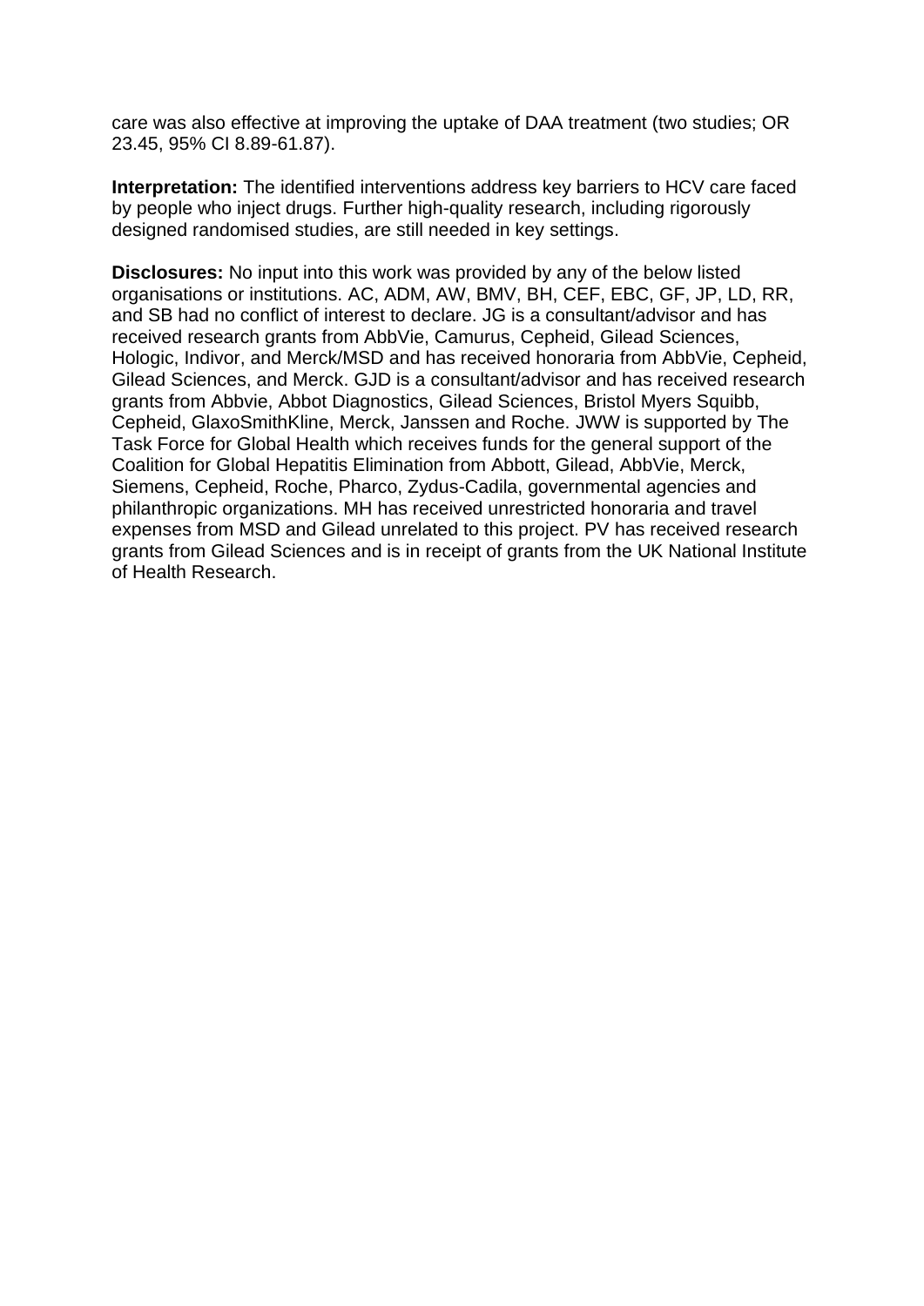care was also effective at improving the uptake of DAA treatment (two studies; OR 23.45, 95% CI 8.89-61.87).

**Interpretation:** The identified interventions address key barriers to HCV care faced by people who inject drugs. Further high-quality research, including rigorously designed randomised studies, are still needed in key settings.

**Disclosures:** No input into this work was provided by any of the below listed organisations or institutions. AC, ADM, AW, BMV, BH, CEF, EBC, GF, JP, LD, RR, and SB had no conflict of interest to declare. JG is a consultant/advisor and has received research grants from AbbVie, Camurus, Cepheid, Gilead Sciences, Hologic, Indivor, and Merck/MSD and has received honoraria from AbbVie, Cepheid, Gilead Sciences, and Merck. GJD is a consultant/advisor and has received research grants from Abbvie, Abbot Diagnostics, Gilead Sciences, Bristol Myers Squibb, Cepheid, GlaxoSmithKline, Merck, Janssen and Roche. JWW is supported by The Task Force for Global Health which receives funds for the general support of the Coalition for Global Hepatitis Elimination from Abbott, Gilead, AbbVie, Merck, Siemens, Cepheid, Roche, Pharco, Zydus-Cadila, governmental agencies and philanthropic organizations. MH has received unrestricted honoraria and travel expenses from MSD and Gilead unrelated to this project. PV has received research grants from Gilead Sciences and is in receipt of grants from the UK National Institute of Health Research.